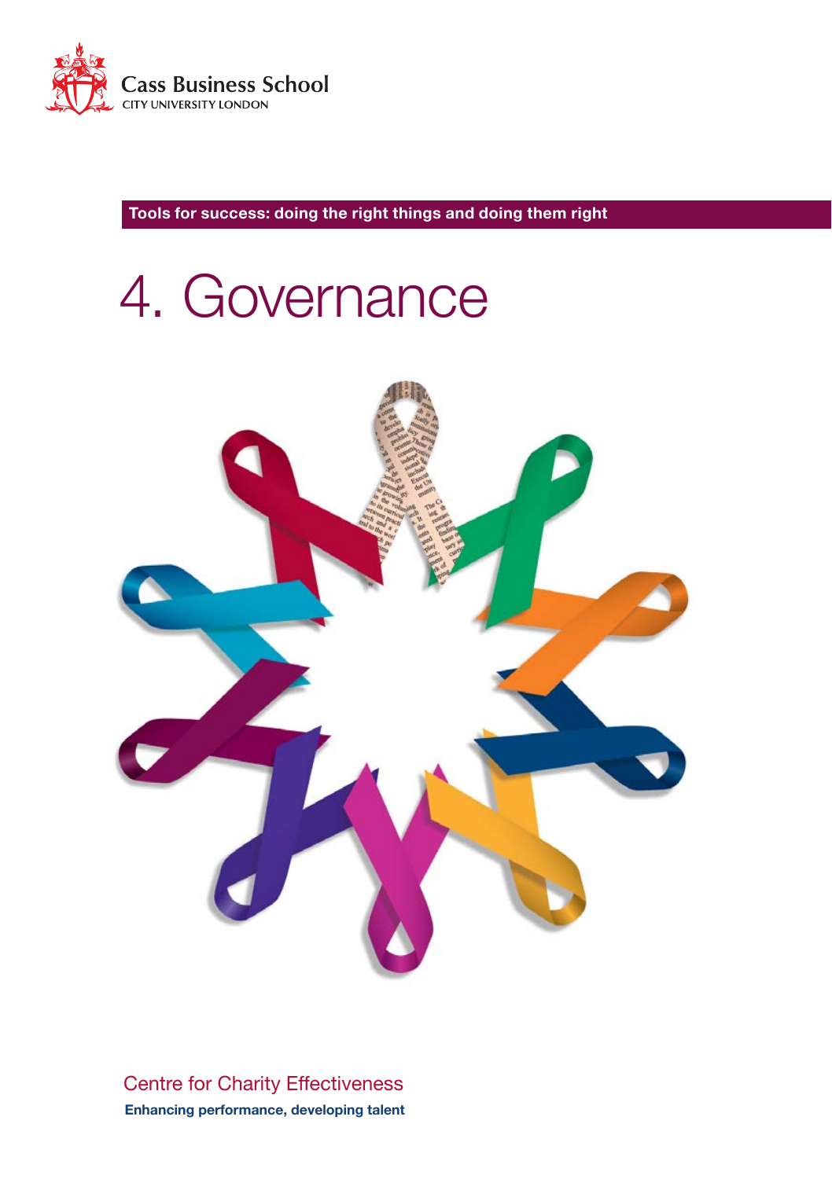Cass Business School
CITY UNIVERSITY LONDON

**Tools for success: doing the right things and doing them right**

# 4. Governance

Centre for Charity Effectiveness

**Enhancing performance, developing talent**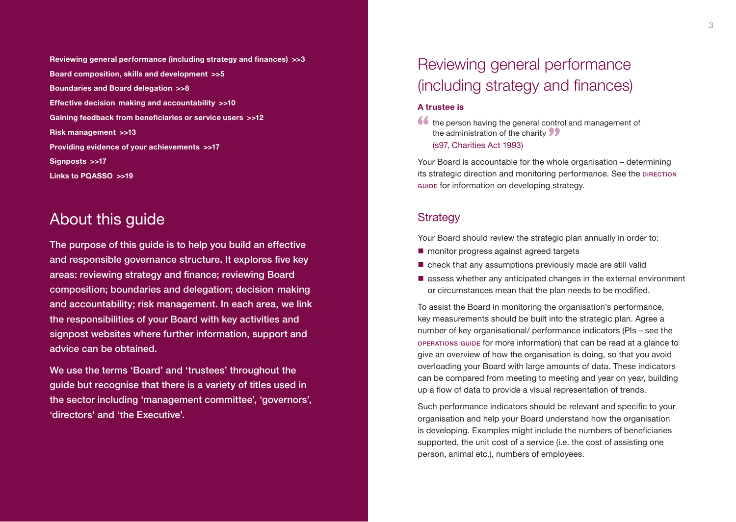**Reviewing general performance (including strategy and finances) >>3**
**Board composition, skills and development >>5**
**Boundaries and Board delegation >>8**
**Effective decision making and accountability >>10**
**Gaining feedback from beneficiaries or service users >>12**
**Risk management >>13**
**Providing evidence of your achievements >>17**
**Signposts >>17**
**Links to PQASSO >>19**

## About this guide

The purpose of this guide is to help you build an effective and responsible governance structure. It explores five key areas: reviewing strategy and finance; reviewing Board composition; boundaries and delegation; decision making and accountability; risk management. In each area, we link the responsibilities of your Board with key activities and signpost websites where further information, support and advice can be obtained.

We use the terms 'Board' and 'trustees' throughout the guide but recognise that there is a variety of titles used in the sector including 'management committee', 'governors', 'directors' and 'the Executive'.

# Reviewing general performance (including strategy and finances)

**A trustee is**

> "the person having the general control and management of the administration of the charity"
> (s97, Charities Act 1993)

Your Board is accountable for the whole organisation – determining its strategic direction and monitoring performance. See the DIRECTION GUIDE for information on developing strategy.

## Strategy

Your Board should review the strategic plan annually in order to:

- monitor progress against agreed targets
- check that any assumptions previously made are still valid
- assess whether any anticipated changes in the external environment or circumstances mean that the plan needs to be modified.

To assist the Board in monitoring the organisation's performance, key measurements should be built into the strategic plan. Agree a number of key organisational/ performance indicators (PIs – see the OPERATIONS GUIDE for more information) that can be read at a glance to give an overview of how the organisation is doing, so that you avoid overloading your Board with large amounts of data. These indicators can be compared from meeting to meeting and year on year, building up a flow of data to provide a visual representation of trends.

Such performance indicators should be relevant and specific to your organisation and help your Board understand how the organisation is developing. Examples might include the numbers of beneficiaries supported, the unit cost of a service (i.e. the cost of assisting one person, animal etc.), numbers of employees.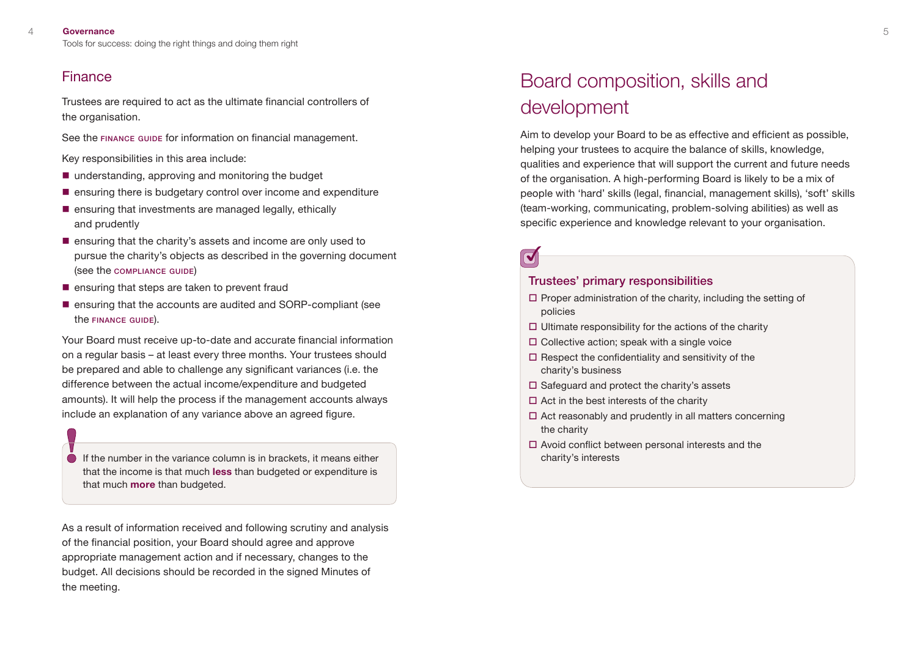## Finance

Trustees are required to act as the ultimate financial controllers of the organisation.

See the FINANCE GUIDE for information on financial management.

Key responsibilities in this area include:

- understanding, approving and monitoring the budget
- ensuring there is budgetary control over income and expenditure
- ensuring that investments are managed legally, ethically and prudently
- ensuring that the charity's assets and income are only used to pursue the charity's objects as described in the governing document (see the COMPLIANCE GUIDE)
- ensuring that steps are taken to prevent fraud
- ensuring that the accounts are audited and SORP-compliant (see the FINANCE GUIDE).

Your Board must receive up-to-date and accurate financial information on a regular basis – at least every three months. Your trustees should be prepared and able to challenge any significant variances (i.e. the difference between the actual income/expenditure and budgeted amounts). It will help the process if the management accounts always include an explanation of any variance above an agreed figure.

> If the number in the variance column is in brackets, it means either that the income is that much **less** than budgeted or expenditure is that much **more** than budgeted.

As a result of information received and following scrutiny and analysis of the financial position, your Board should agree and approve appropriate management action and if necessary, changes to the budget. All decisions should be recorded in the signed Minutes of the meeting.

# Board composition, skills and development

Aim to develop your Board to be as effective and efficient as possible, helping your trustees to acquire the balance of skills, knowledge, qualities and experience that will support the current and future needs of the organisation. A high-performing Board is likely to be a mix of people with 'hard' skills (legal, financial, management skills), 'soft' skills (team-working, communicating, problem-solving abilities) as well as specific experience and knowledge relevant to your organisation.

### Trustees' primary responsibilities

- Proper administration of the charity, including the setting of policies
- Ultimate responsibility for the actions of the charity
- Collective action; speak with a single voice
- Respect the confidentiality and sensitivity of the charity's business
- Safeguard and protect the charity's assets
- Act in the best interests of the charity
- Act reasonably and prudently in all matters concerning the charity
- Avoid conflict between personal interests and the charity's interests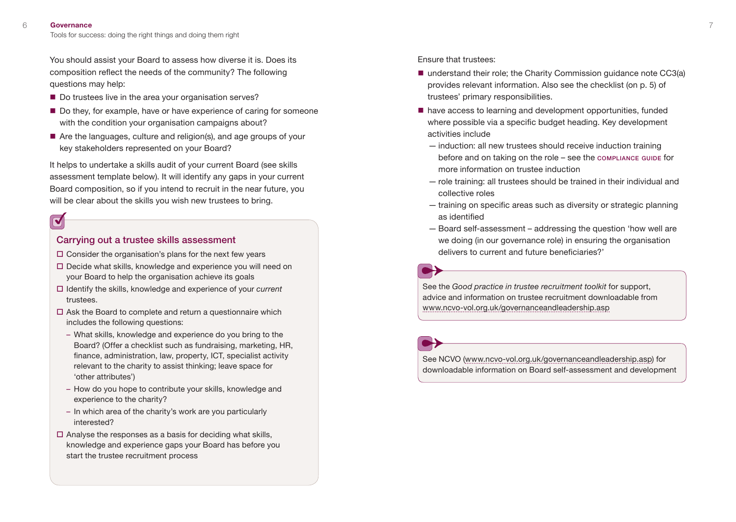You should assist your Board to assess how diverse it is. Does its composition reflect the needs of the community? The following questions may help:

- Do trustees live in the area your organisation serves?
- Do they, for example, have or have experience of caring for someone with the condition your organisation campaigns about?
- Are the languages, culture and religion(s), and age groups of your key stakeholders represented on your Board?

It helps to undertake a skills audit of your current Board (see skills assessment template below). It will identify any gaps in your current Board composition, so if you intend to recruit in the near future, you will be clear about the skills you wish new trustees to bring.

### Carrying out a trustee skills assessment

- ☐ Consider the organisation's plans for the next few years
- ☐ Decide what skills, knowledge and experience you will need on your Board to help the organisation achieve its goals
- ☐ Identify the skills, knowledge and experience of your *current* trustees.
- ☐ Ask the Board to complete and return a questionnaire which includes the following questions:
  - What skills, knowledge and experience do you bring to the Board? (Offer a checklist such as fundraising, marketing, HR, finance, administration, law, property, ICT, specialist activity relevant to the charity to assist thinking; leave space for 'other attributes')
  - How do you hope to contribute your skills, knowledge and experience to the charity?
  - In which area of the charity's work are you particularly interested?
- ☐ Analyse the responses as a basis for deciding what skills, knowledge and experience gaps your Board has before you start the trustee recruitment process

Ensure that trustees:

- understand their role; the Charity Commission guidance note CC3(a) provides relevant information. Also see the checklist (on p. 5) of trustees' primary responsibilities.
- have access to learning and development opportunities, funded where possible via a specific budget heading. Key development activities include
  - induction: all new trustees should receive induction training before and on taking on the role – see the COMPLIANCE GUIDE for more information on trustee induction
  - role training: all trustees should be trained in their individual and collective roles
  - training on specific areas such as diversity or strategic planning as identified
  - Board self-assessment – addressing the question 'how well are we doing (in our governance role) in ensuring the organisation delivers to current and future beneficiaries?'

See the *Good practice in trustee recruitment toolkit* for support, advice and information on trustee recruitment downloadable from www.ncvo-vol.org.uk/governanceandleadership.asp

See NCVO (www.ncvo-vol.org.uk/governanceandleadership.asp) for downloadable information on Board self-assessment and development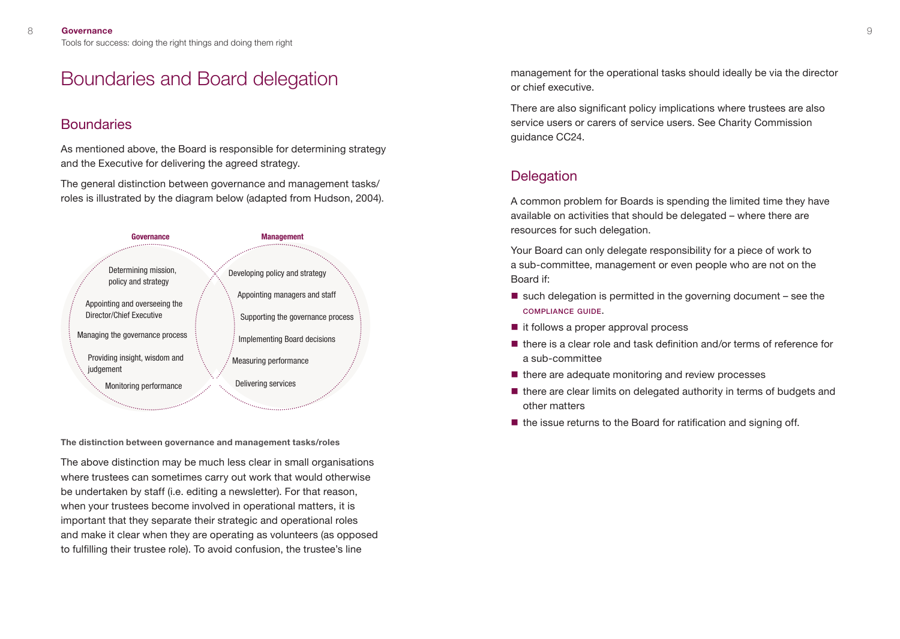# Boundaries and Board delegation

## Boundaries

As mentioned above, the Board is responsible for determining strategy and the Executive for delivering the agreed strategy.

The general distinction between governance and management tasks/roles is illustrated by the diagram below (adapted from Hudson, 2004).

| Governance | Management |
| --- | --- |
| Determining mission, policy and strategy | Developing policy and strategy |
| Appointing and overseeing the Director/Chief Executive | Appointing managers and staff |
| Managing the governance process | Supporting the governance process |
| Providing insight, wisdom and judgement | Implementing Board decisions |
| Monitoring performance | Measuring performance |
| | Delivering services |

**The distinction between governance and management tasks/roles**

The above distinction may be much less clear in small organisations where trustees can sometimes carry out work that would otherwise be undertaken by staff (i.e. editing a newsletter). For that reason, when your trustees become involved in operational matters, it is important that they separate their strategic and operational roles and make it clear when they are operating as volunteers (as opposed to fulfilling their trustee role). To avoid confusion, the trustee's line management for the operational tasks should ideally be via the director or chief executive.

There are also significant policy implications where trustees are also service users or carers of service users. See Charity Commission guidance CC24.

## Delegation

A common problem for Boards is spending the limited time they have available on activities that should be delegated – where there are resources for such delegation.

Your Board can only delegate responsibility for a piece of work to a sub-committee, management or even people who are not on the Board if:

- such delegation is permitted in the governing document – see the COMPLIANCE GUIDE.
- it follows a proper approval process
- there is a clear role and task definition and/or terms of reference for a sub-committee
- there are adequate monitoring and review processes
- there are clear limits on delegated authority in terms of budgets and other matters
- the issue returns to the Board for ratification and signing off.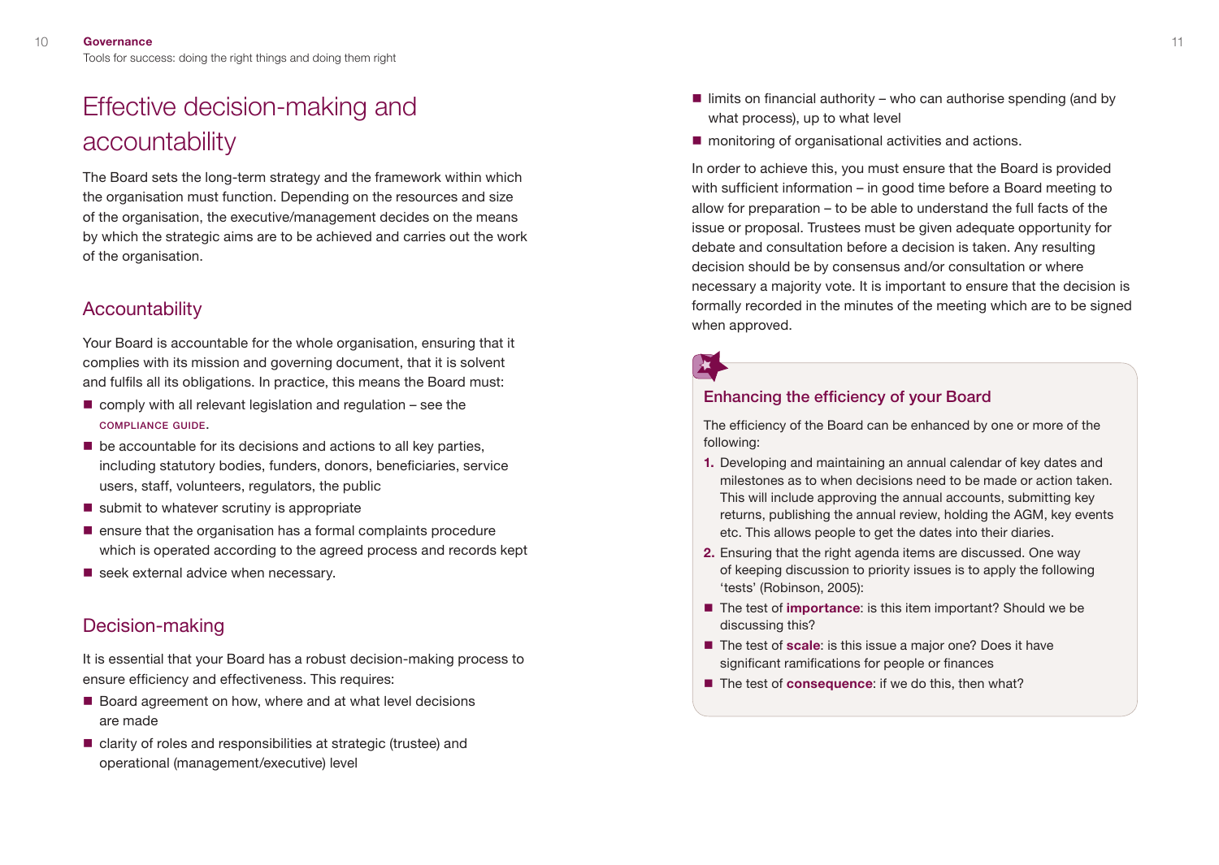# Effective decision-making and accountability

The Board sets the long-term strategy and the framework within which the organisation must function. Depending on the resources and size of the organisation, the executive/management decides on the means by which the strategic aims are to be achieved and carries out the work of the organisation.

## Accountability

Your Board is accountable for the whole organisation, ensuring that it complies with its mission and governing document, that it is solvent and fulfils all its obligations. In practice, this means the Board must:

- comply with all relevant legislation and regulation – see the COMPLIANCE GUIDE.
- be accountable for its decisions and actions to all key parties, including statutory bodies, funders, donors, beneficiaries, service users, staff, volunteers, regulators, the public
- submit to whatever scrutiny is appropriate
- ensure that the organisation has a formal complaints procedure which is operated according to the agreed process and records kept
- seek external advice when necessary.

## Decision-making

It is essential that your Board has a robust decision-making process to ensure efficiency and effectiveness. This requires:

- Board agreement on how, where and at what level decisions are made
- clarity of roles and responsibilities at strategic (trustee) and operational (management/executive) level
- limits on financial authority – who can authorise spending (and by what process), up to what level
- monitoring of organisational activities and actions.

In order to achieve this, you must ensure that the Board is provided with sufficient information – in good time before a Board meeting to allow for preparation – to be able to understand the full facts of the issue or proposal. Trustees must be given adequate opportunity for debate and consultation before a decision is taken. Any resulting decision should be by consensus and/or consultation or where necessary a majority vote. It is important to ensure that the decision is formally recorded in the minutes of the meeting which are to be signed when approved.

### Enhancing the efficiency of your Board

The efficiency of the Board can be enhanced by one or more of the following:

1. Developing and maintaining an annual calendar of key dates and milestones as to when decisions need to be made or action taken. This will include approving the annual accounts, submitting key returns, publishing the annual review, holding the AGM, key events etc. This allows people to get the dates into their diaries.
2. Ensuring that the right agenda items are discussed. One way of keeping discussion to priority issues is to apply the following 'tests' (Robinson, 2005):

- The test of **importance**: is this item important? Should we be discussing this?
- The test of **scale**: is this issue a major one? Does it have significant ramifications for people or finances
- The test of **consequence**: if we do this, then what?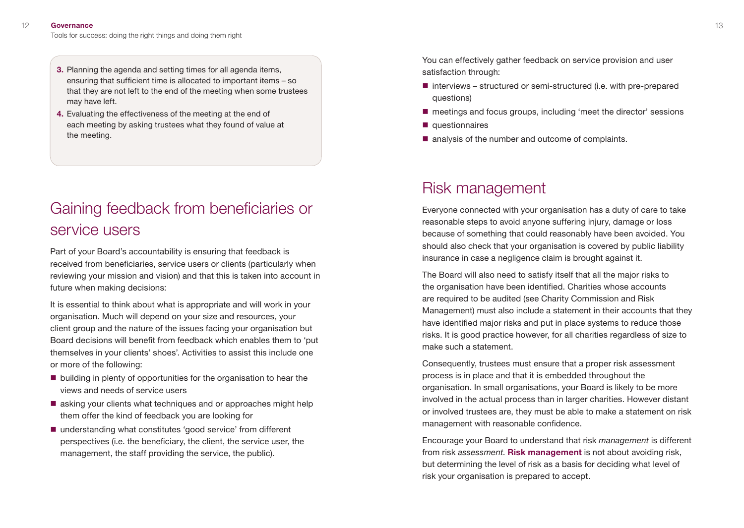3. Planning the agenda and setting times for all agenda items, ensuring that sufficient time is allocated to important items – so that they are not left to the end of the meeting when some trustees may have left.
4. Evaluating the effectiveness of the meeting at the end of each meeting by asking trustees what they found of value at the meeting.

## Gaining feedback from beneficiaries or service users

Part of your Board's accountability is ensuring that feedback is received from beneficiaries, service users or clients (particularly when reviewing your mission and vision) and that this is taken into account in future when making decisions:

It is essential to think about what is appropriate and will work in your organisation. Much will depend on your size and resources, your client group and the nature of the issues facing your organisation but Board decisions will benefit from feedback which enables them to 'put themselves in your clients' shoes'. Activities to assist this include one or more of the following:

- building in plenty of opportunities for the organisation to hear the views and needs of service users
- asking your clients what techniques and or approaches might help them offer the kind of feedback you are looking for
- understanding what constitutes 'good service' from different perspectives (i.e. the beneficiary, the client, the service user, the management, the staff providing the service, the public).

You can effectively gather feedback on service provision and user satisfaction through:

- interviews – structured or semi-structured (i.e. with pre-prepared questions)
- meetings and focus groups, including 'meet the director' sessions
- questionnaires
- analysis of the number and outcome of complaints.

## Risk management

Everyone connected with your organisation has a duty of care to take reasonable steps to avoid anyone suffering injury, damage or loss because of something that could reasonably have been avoided. You should also check that your organisation is covered by public liability insurance in case a negligence claim is brought against it.

The Board will also need to satisfy itself that all the major risks to the organisation have been identified. Charities whose accounts are required to be audited (see Charity Commission and Risk Management) must also include a statement in their accounts that they have identified major risks and put in place systems to reduce those risks. It is good practice however, for all charities regardless of size to make such a statement.

Consequently, trustees must ensure that a proper risk assessment process is in place and that it is embedded throughout the organisation. In small organisations, your Board is likely to be more involved in the actual process than in larger charities. However distant or involved trustees are, they must be able to make a statement on risk management with reasonable confidence.

Encourage your Board to understand that risk *management* is different from risk *assessment*. **Risk management** is not about avoiding risk, but determining the level of risk as a basis for deciding what level of risk your organisation is prepared to accept.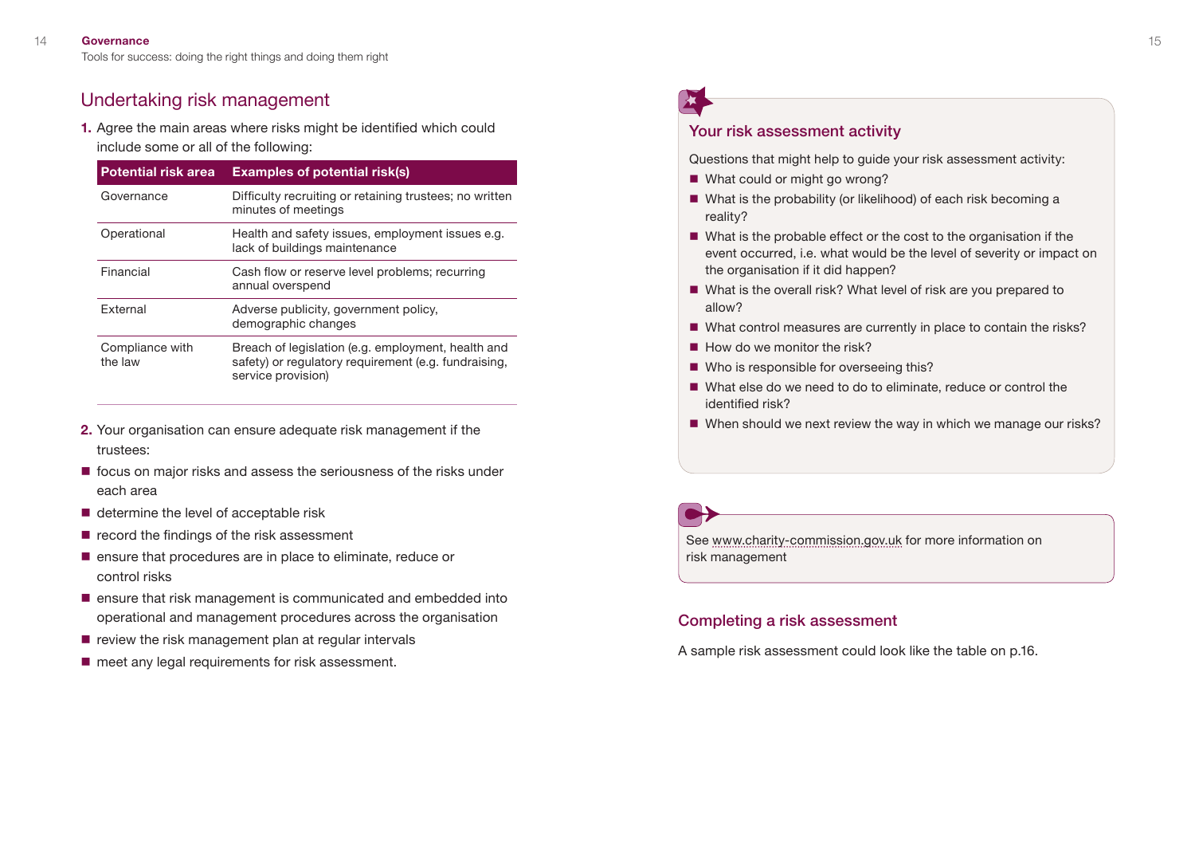## Undertaking risk management

**1.** Agree the main areas where risks might be identified which could include some or all of the following:

| Potential risk area | Examples of potential risk(s) |
| --- | --- |
| Governance | Difficulty recruiting or retaining trustees; no written minutes of meetings |
| Operational | Health and safety issues, employment issues e.g. lack of buildings maintenance |
| Financial | Cash flow or reserve level problems; recurring annual overspend |
| External | Adverse publicity, government policy, demographic changes |
| Compliance with the law | Breach of legislation (e.g. employment, health and safety) or regulatory requirement (e.g. fundraising, service provision) |

**2.** Your organisation can ensure adequate risk management if the trustees:

- focus on major risks and assess the seriousness of the risks under each area
- determine the level of acceptable risk
- record the findings of the risk assessment
- ensure that procedures are in place to eliminate, reduce or control risks
- ensure that risk management is communicated and embedded into operational and management procedures across the organisation
- review the risk management plan at regular intervals
- meet any legal requirements for risk assessment.

### Your risk assessment activity

Questions that might help to guide your risk assessment activity:

- What could or might go wrong?
- What is the probability (or likelihood) of each risk becoming a reality?
- What is the probable effect or the cost to the organisation if the event occurred, i.e. what would be the level of severity or impact on the organisation if it did happen?
- What is the overall risk? What level of risk are you prepared to allow?
- What control measures are currently in place to contain the risks?
- How do we monitor the risk?
- Who is responsible for overseeing this?
- What else do we need to do to eliminate, reduce or control the identified risk?
- When should we next review the way in which we manage our risks?

See www.charity-commission.gov.uk for more information on risk management

### Completing a risk assessment

A sample risk assessment could look like the table on p.16.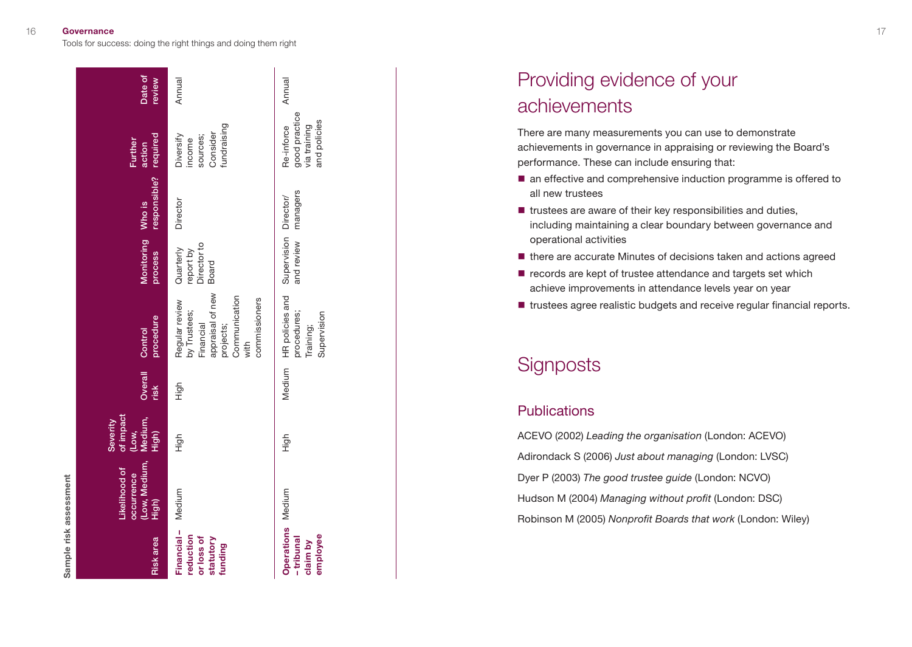**Sample risk assessment**

| Risk area | Likelihood of occurrence (Low, Medium, High) | Severity of impact (Low, Medium, High) | Overall risk | Control procedure | Monitoring process | Who is responsible? | Further action required | Date of review |
|---|---|---|---|---|---|---|---|---|
| **Financial – reduction or loss of statutory funding** | Medium | High | High | Regular review by Trustees; Financial appraisal of new projects; Communication with commissioners | Quarterly report by Director to Board | Director | Diversify income sources; Consider fundraising | Annual |
| **Operations – tribunal claim by employee** | Medium | High | Medium | HR policies and procedures; Training; Supervision | Supervision and review | Director/ managers | Re-inforce good practice via training and policies | Annual |

# Providing evidence of your achievements

There are many measurements you can use to demonstrate achievements in governance in appraising or reviewing the Board's performance. These can include ensuring that:

- an effective and comprehensive induction programme is offered to all new trustees
- trustees are aware of their key responsibilities and duties, including maintaining a clear boundary between governance and operational activities
- there are accurate Minutes of decisions taken and actions agreed
- records are kept of trustee attendance and targets set which achieve improvements in attendance levels year on year
- trustees agree realistic budgets and receive regular financial reports.

# Signposts

## Publications

ACEVO (2002) *Leading the organisation* (London: ACEVO)

Adirondack S (2006) *Just about managing* (London: LVSC)

Dyer P (2003) *The good trustee guide* (London: NCVO)

Hudson M (2004) *Managing without profit* (London: DSC)

Robinson M (2005) *Nonprofit Boards that work* (London: Wiley)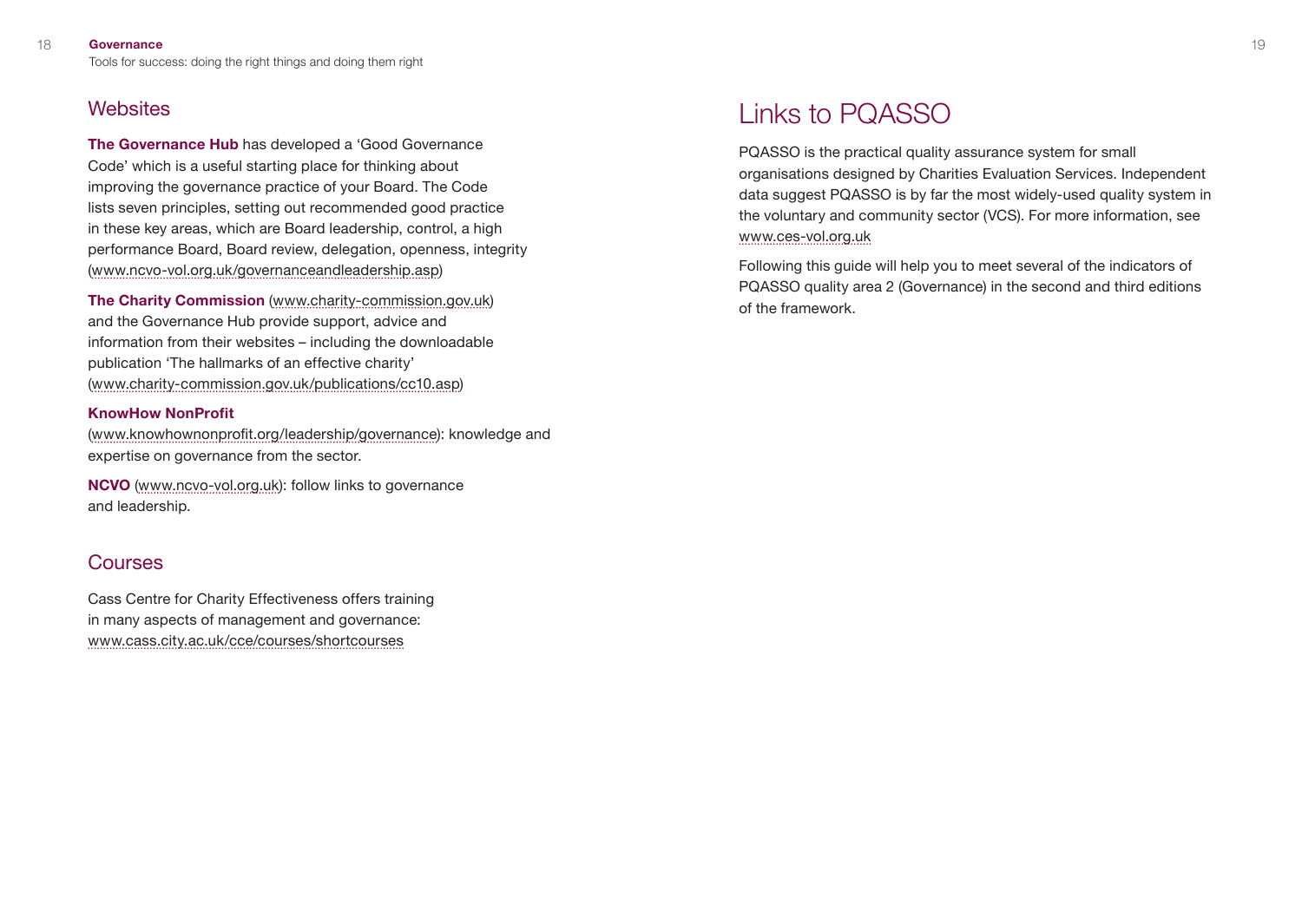## Websites

**The Governance Hub** has developed a 'Good Governance Code' which is a useful starting place for thinking about improving the governance practice of your Board. The Code lists seven principles, setting out recommended good practice in these key areas, which are Board leadership, control, a high performance Board, Board review, delegation, openness, integrity (www.ncvo-vol.org.uk/governanceandleadership.asp)

**The Charity Commission** (www.charity-commission.gov.uk) and the Governance Hub provide support, advice and information from their websites – including the downloadable publication 'The hallmarks of an effective charity' (www.charity-commission.gov.uk/publications/cc10.asp)

**KnowHow NonProfit**
(www.knowhownonprofit.org/leadership/governance): knowledge and expertise on governance from the sector.

**NCVO** (www.ncvo-vol.org.uk): follow links to governance and leadership.

## Courses

Cass Centre for Charity Effectiveness offers training in many aspects of management and governance: www.cass.city.ac.uk/cce/courses/shortcourses

# Links to PQASSO

PQASSO is the practical quality assurance system for small organisations designed by Charities Evaluation Services. Independent data suggest PQASSO is by far the most widely-used quality system in the voluntary and community sector (VCS). For more information, see www.ces-vol.org.uk

Following this guide will help you to meet several of the indicators of PQASSO quality area 2 (Governance) in the second and third editions of the framework.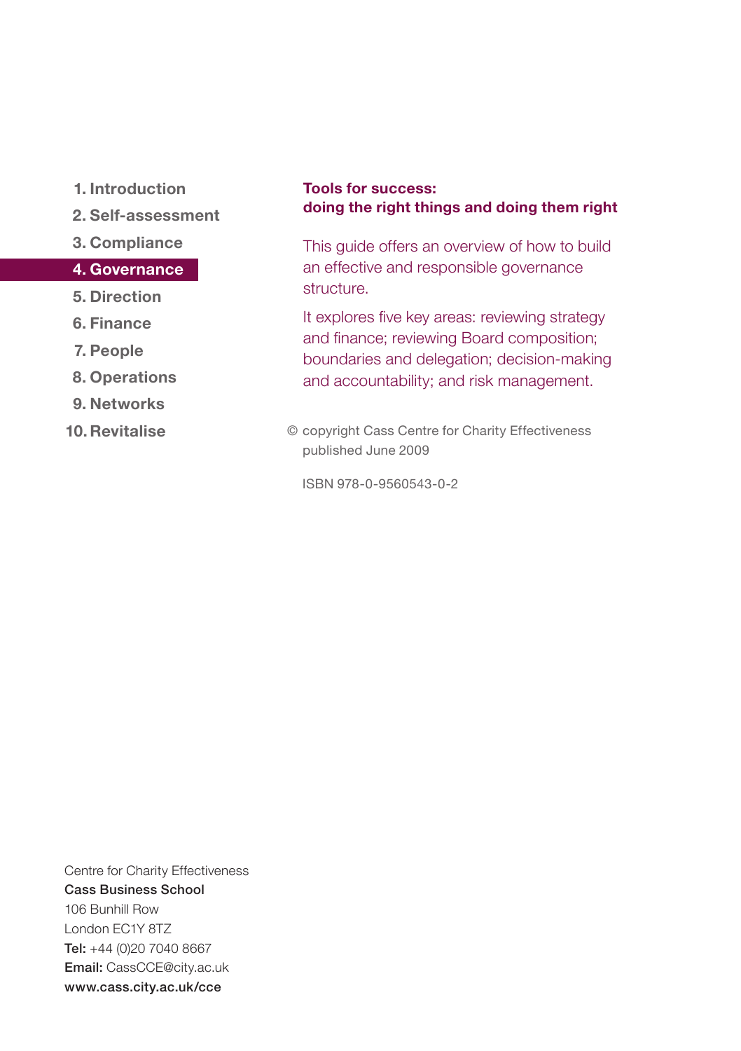1. Introduction
2. Self-assessment
3. Compliance
4. **Governance**
5. Direction
6. Finance
7. People
8. Operations
9. Networks
10. Revitalise

**Tools for success:**
**doing the right things and doing them right**

This guide offers an overview of how to build an effective and responsible governance structure.

It explores five key areas: reviewing strategy and finance; reviewing Board composition; boundaries and delegation; decision-making and accountability; and risk management.

© copyright Cass Centre for Charity Effectiveness published June 2009

ISBN 978-0-9560543-0-2

Centre for Charity Effectiveness
**Cass Business School**
106 Bunhill Row
London EC1Y 8TZ
**Tel:** +44 (0)20 7040 8667
**Email:** CassCCE@city.ac.uk
**www.cass.city.ac.uk/cce**